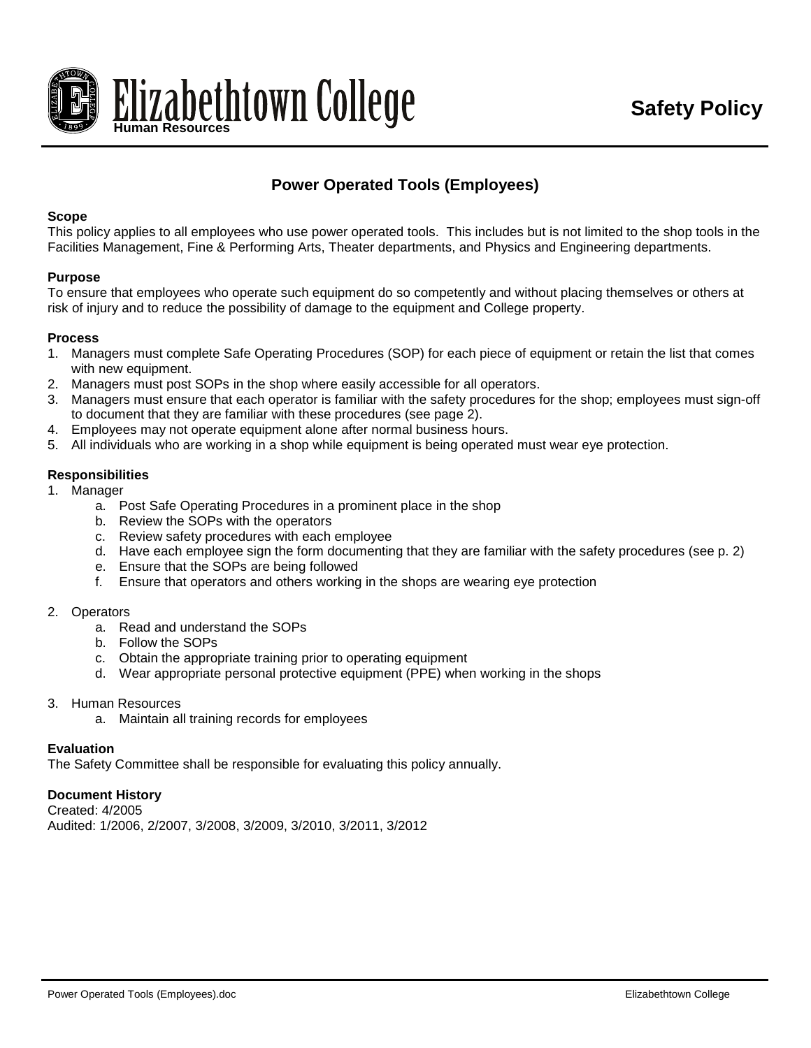Elizabethtown College
**Human Resources**

# Safety Policy

## Power Operated Tools (Employees)

**Scope**
This policy applies to all employees who use power operated tools. This includes but is not limited to the shop tools in the Facilities Management, Fine & Performing Arts, Theater departments, and Physics and Engineering departments.

**Purpose**
To ensure that employees who operate such equipment do so competently and without placing themselves or others at risk of injury and to reduce the possibility of damage to the equipment and College property.

**Process**
1. Managers must complete Safe Operating Procedures (SOP) for each piece of equipment or retain the list that comes with new equipment.
2. Managers must post SOPs in the shop where easily accessible for all operators.
3. Managers must ensure that each operator is familiar with the safety procedures for the shop; employees must sign-off to document that they are familiar with these procedures (see page 2).
4. Employees may not operate equipment alone after normal business hours.
5. All individuals who are working in a shop while equipment is being operated must wear eye protection.

**Responsibilities**
1. Manager
    a. Post Safe Operating Procedures in a prominent place in the shop
    b. Review the SOPs with the operators
    c. Review safety procedures with each employee
    d. Have each employee sign the form documenting that they are familiar with the safety procedures (see p. 2)
    e. Ensure that the SOPs are being followed
    f. Ensure that operators and others working in the shops are wearing eye protection

2. Operators
    a. Read and understand the SOPs
    b. Follow the SOPs
    c. Obtain the appropriate training prior to operating equipment
    d. Wear appropriate personal protective equipment (PPE) when working in the shops

3. Human Resources
    a. Maintain all training records for employees

**Evaluation**
The Safety Committee shall be responsible for evaluating this policy annually.

**Document History**
Created: 4/2005
Audited: 1/2006, 2/2007, 3/2008, 3/2009, 3/2010, 3/2011, 3/2012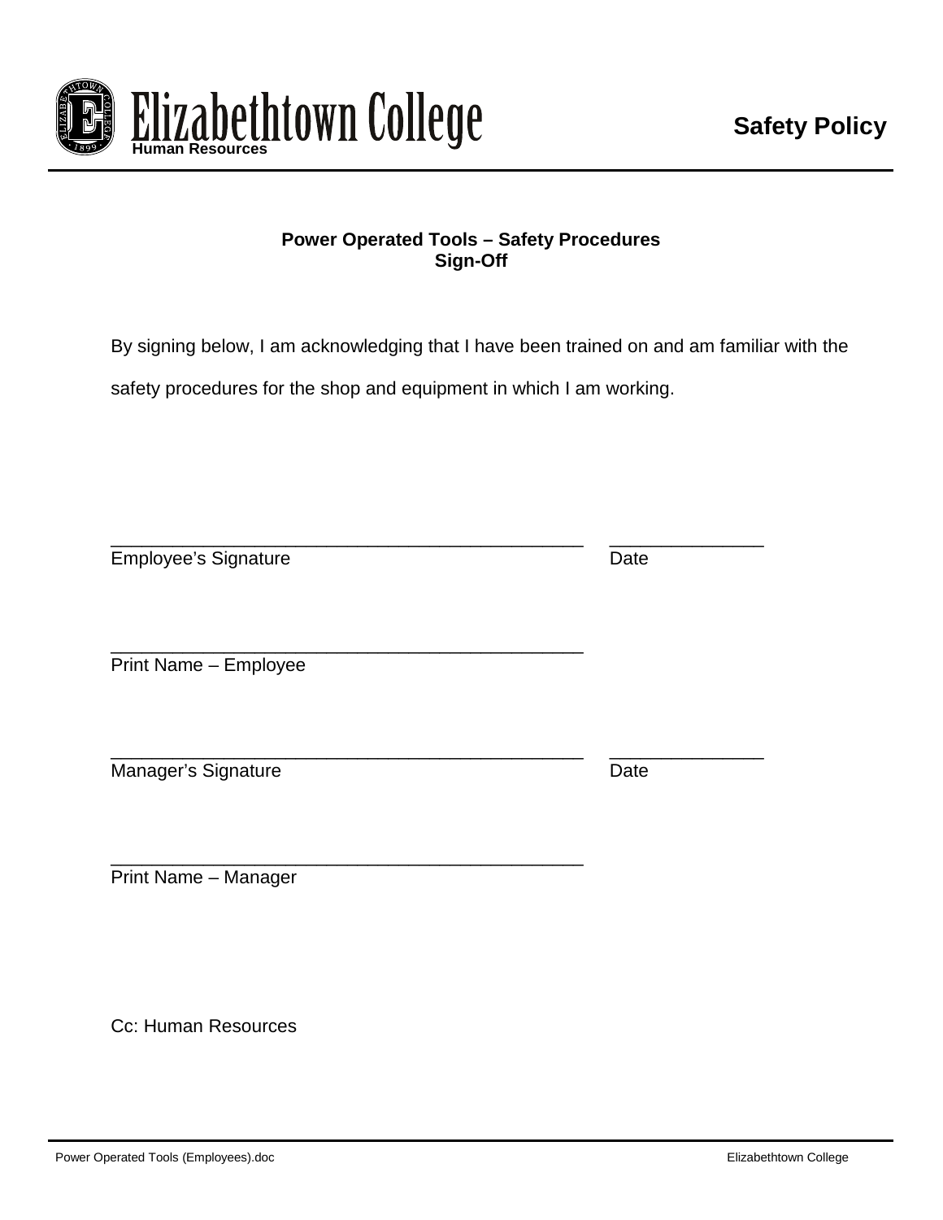## Power Operated Tools – Safety Procedures
## Sign-Off

By signing below, I am acknowledging that I have been trained on and am familiar with the safety procedures for the shop and equipment in which I am working.

_______________________________________________ ______________
Employee's Signature Date

_______________________________________________
Print Name – Employee

_______________________________________________ ______________
Manager's Signature Date

_______________________________________________
Print Name – Manager

Cc: Human Resources